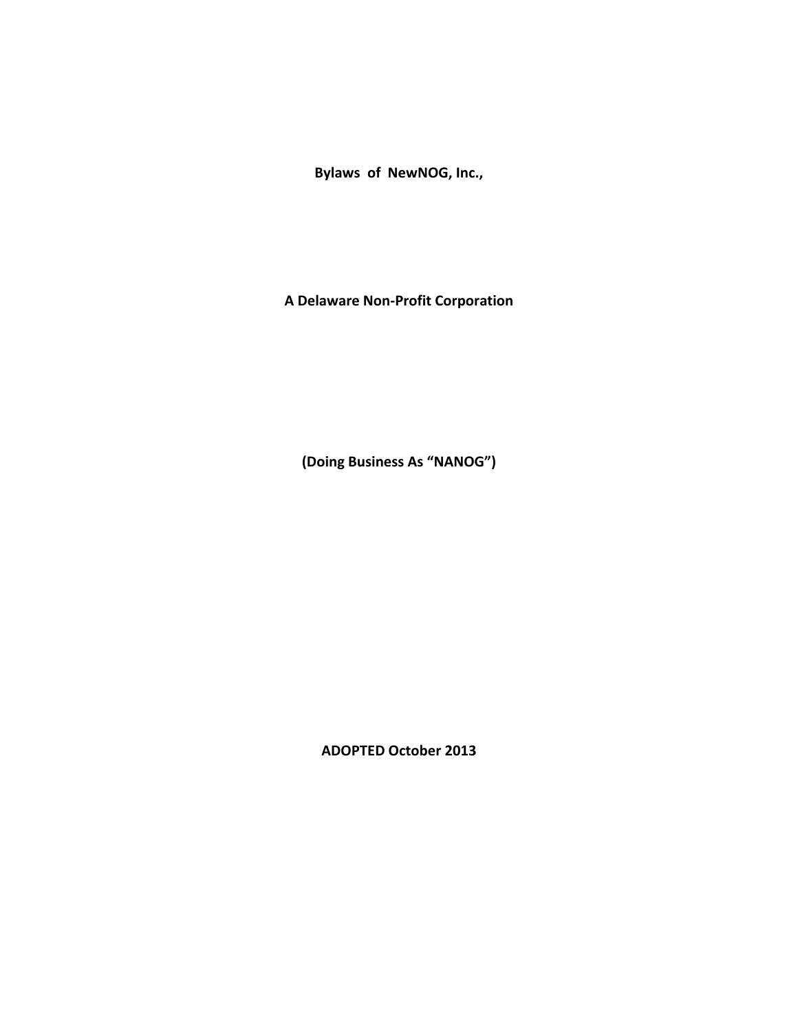**Bylaws of NewNOG, Inc.,**

**A Delaware Non-Profit Corporation**

**(Doing Business As "NANOG")**

**ADOPTED October 2013**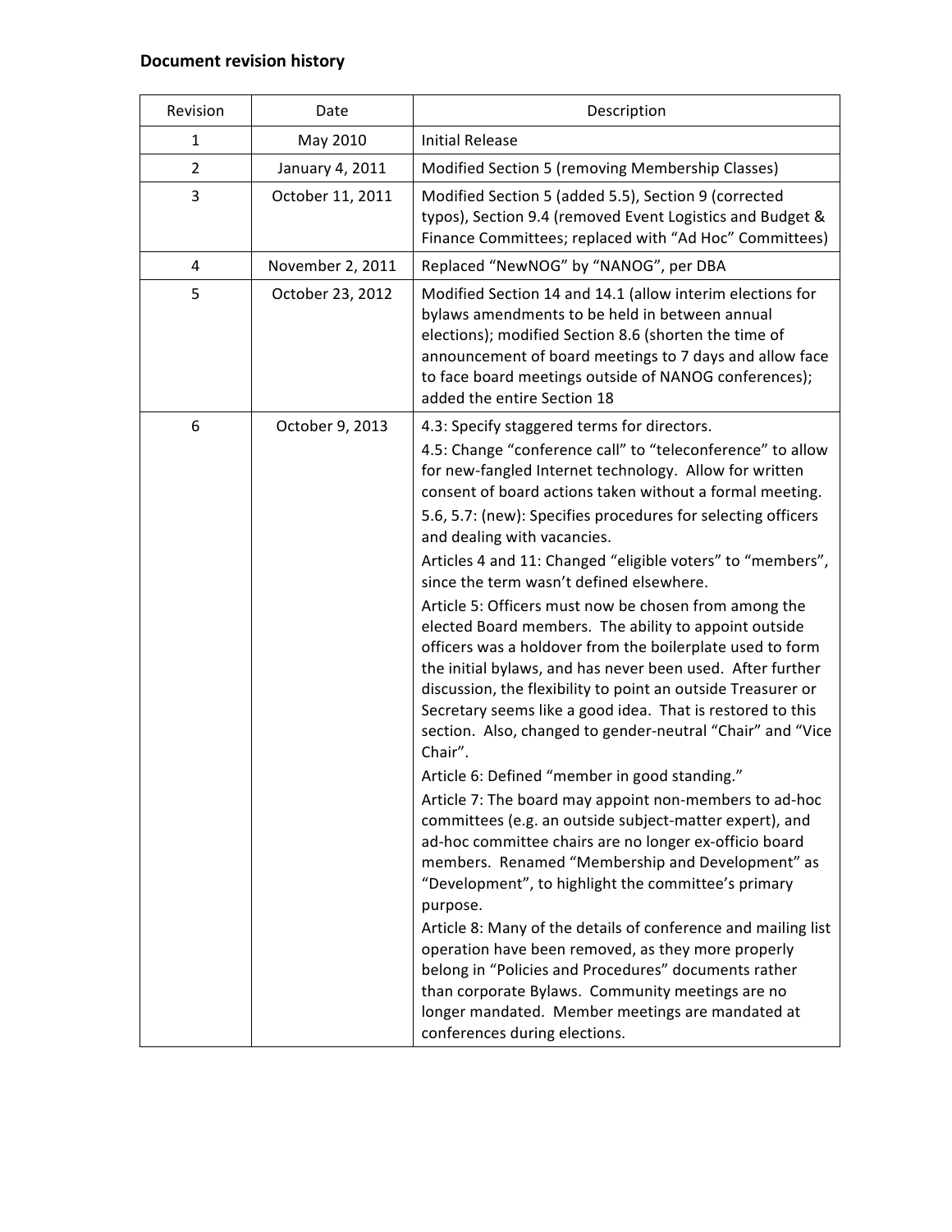**Document revision history**

| Revision | Date | Description |
|---|---|---|
| 1 | May 2010 | Initial Release |
| 2 | January 4, 2011 | Modified Section 5 (removing Membership Classes) |
| 3 | October 11, 2011 | Modified Section 5 (added 5.5), Section 9 (corrected typos), Section 9.4 (removed Event Logistics and Budget & Finance Committees; replaced with "Ad Hoc" Committees) |
| 4 | November 2, 2011 | Replaced "NewNOG" by "NANOG", per DBA |
| 5 | October 23, 2012 | Modified Section 14 and 14.1 (allow interim elections for bylaws amendments to be held in between annual elections); modified Section 8.6 (shorten the time of announcement of board meetings to 7 days and allow face to face board meetings outside of NANOG conferences); added the entire Section 18 |
| 6 | October 9, 2013 | 4.3: Specify staggered terms for directors.<br>4.5: Change "conference call" to "teleconference" to allow for new-fangled Internet technology. Allow for written consent of board actions taken without a formal meeting.<br>5.6, 5.7: (new): Specifies procedures for selecting officers and dealing with vacancies.<br>Articles 4 and 11: Changed "eligible voters" to "members", since the term wasn't defined elsewhere.<br>Article 5: Officers must now be chosen from among the elected Board members. The ability to appoint outside officers was a holdover from the boilerplate used to form the initial bylaws, and has never been used. After further discussion, the flexibility to point an outside Treasurer or Secretary seems like a good idea. That is restored to this section. Also, changed to gender-neutral "Chair" and "Vice Chair".<br>Article 6: Defined "member in good standing."<br>Article 7: The board may appoint non-members to ad-hoc committees (e.g. an outside subject-matter expert), and ad-hoc committee chairs are no longer ex-officio board members. Renamed "Membership and Development" as "Development", to highlight the committee's primary purpose.<br>Article 8: Many of the details of conference and mailing list operation have been removed, as they more properly belong in "Policies and Procedures" documents rather than corporate Bylaws. Community meetings are no longer mandated. Member meetings are mandated at conferences during elections. |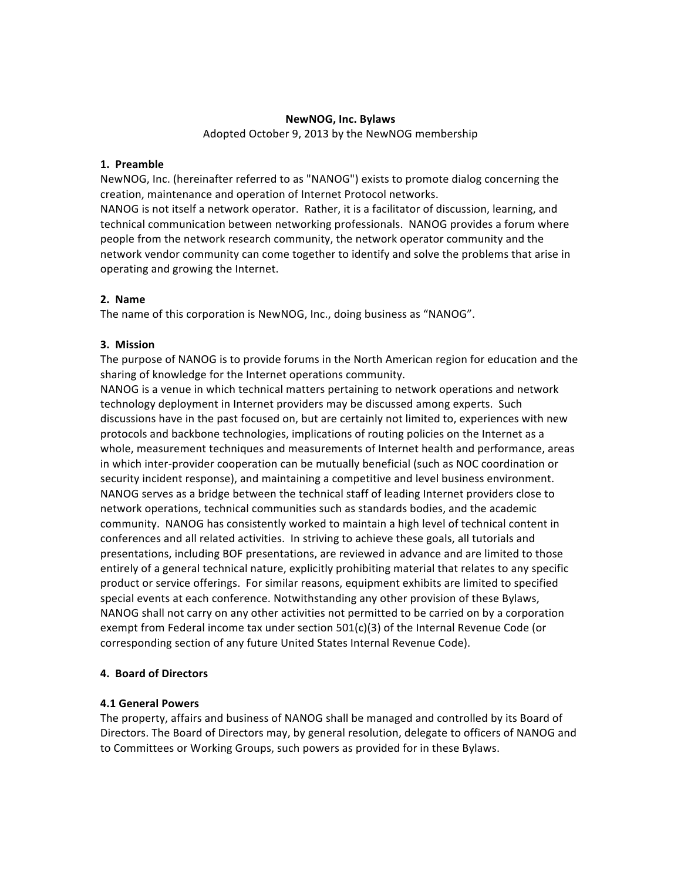**NewNOG, Inc. Bylaws**

Adopted October 9, 2013 by the NewNOG membership

### 1. Preamble

NewNOG, Inc. (hereinafter referred to as "NANOG") exists to promote dialog concerning the creation, maintenance and operation of Internet Protocol networks.

NANOG is not itself a network operator. Rather, it is a facilitator of discussion, learning, and technical communication between networking professionals. NANOG provides a forum where people from the network research community, the network operator community and the network vendor community can come together to identify and solve the problems that arise in operating and growing the Internet.

### 2. Name

The name of this corporation is NewNOG, Inc., doing business as "NANOG".

### 3. Mission

The purpose of NANOG is to provide forums in the North American region for education and the sharing of knowledge for the Internet operations community.

NANOG is a venue in which technical matters pertaining to network operations and network technology deployment in Internet providers may be discussed among experts. Such discussions have in the past focused on, but are certainly not limited to, experiences with new protocols and backbone technologies, implications of routing policies on the Internet as a whole, measurement techniques and measurements of Internet health and performance, areas in which inter-provider cooperation can be mutually beneficial (such as NOC coordination or security incident response), and maintaining a competitive and level business environment. NANOG serves as a bridge between the technical staff of leading Internet providers close to network operations, technical communities such as standards bodies, and the academic community. NANOG has consistently worked to maintain a high level of technical content in conferences and all related activities. In striving to achieve these goals, all tutorials and presentations, including BOF presentations, are reviewed in advance and are limited to those entirely of a general technical nature, explicitly prohibiting material that relates to any specific product or service offerings. For similar reasons, equipment exhibits are limited to specified special events at each conference. Notwithstanding any other provision of these Bylaws, NANOG shall not carry on any other activities not permitted to be carried on by a corporation exempt from Federal income tax under section 501(c)(3) of the Internal Revenue Code (or corresponding section of any future United States Internal Revenue Code).

### 4. Board of Directors

#### 4.1 General Powers

The property, affairs and business of NANOG shall be managed and controlled by its Board of Directors. The Board of Directors may, by general resolution, delegate to officers of NANOG and to Committees or Working Groups, such powers as provided for in these Bylaws.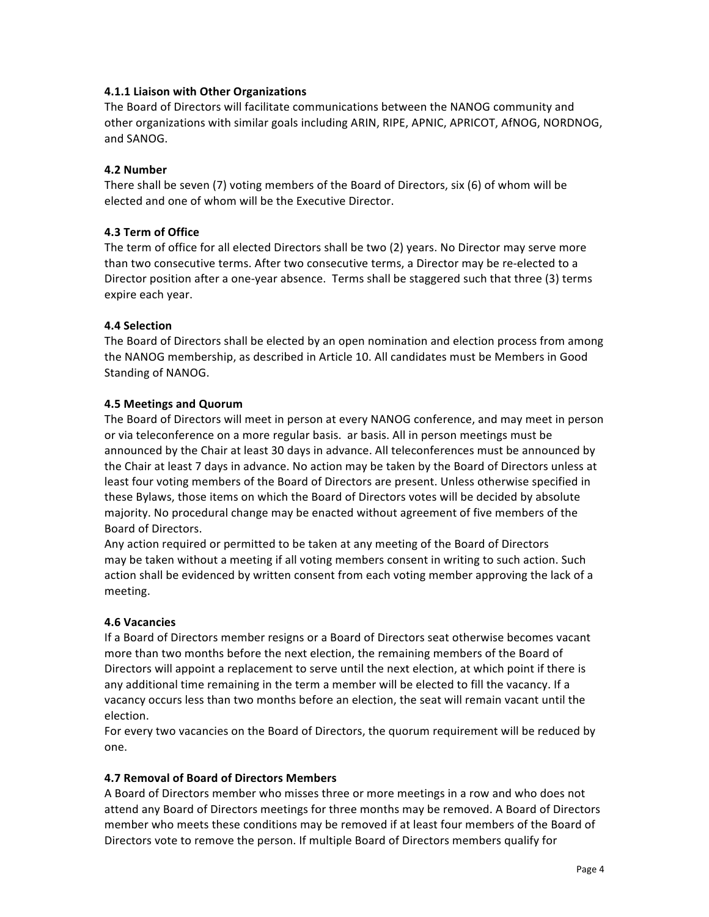### 4.1.1 Liaison with Other Organizations

The Board of Directors will facilitate communications between the NANOG community and other organizations with similar goals including ARIN, RIPE, APNIC, APRICOT, AfNOG, NORDNOG, and SANOG.

### 4.2 Number

There shall be seven (7) voting members of the Board of Directors, six (6) of whom will be elected and one of whom will be the Executive Director.

### 4.3 Term of Office

The term of office for all elected Directors shall be two (2) years. No Director may serve more than two consecutive terms. After two consecutive terms, a Director may be re-elected to a Director position after a one-year absence. Terms shall be staggered such that three (3) terms expire each year.

### 4.4 Selection

The Board of Directors shall be elected by an open nomination and election process from among the NANOG membership, as described in Article 10. All candidates must be Members in Good Standing of NANOG.

### 4.5 Meetings and Quorum

The Board of Directors will meet in person at every NANOG conference, and may meet in person or via teleconference on a more regular basis. ar basis. All in person meetings must be announced by the Chair at least 30 days in advance. All teleconferences must be announced by the Chair at least 7 days in advance. No action may be taken by the Board of Directors unless at least four voting members of the Board of Directors are present. Unless otherwise specified in these Bylaws, those items on which the Board of Directors votes will be decided by absolute majority. No procedural change may be enacted without agreement of five members of the Board of Directors.

Any action required or permitted to be taken at any meeting of the Board of Directors may be taken without a meeting if all voting members consent in writing to such action. Such action shall be evidenced by written consent from each voting member approving the lack of a meeting.

### 4.6 Vacancies

If a Board of Directors member resigns or a Board of Directors seat otherwise becomes vacant more than two months before the next election, the remaining members of the Board of Directors will appoint a replacement to serve until the next election, at which point if there is any additional time remaining in the term a member will be elected to fill the vacancy. If a vacancy occurs less than two months before an election, the seat will remain vacant until the election.

For every two vacancies on the Board of Directors, the quorum requirement will be reduced by one.

### 4.7 Removal of Board of Directors Members

A Board of Directors member who misses three or more meetings in a row and who does not attend any Board of Directors meetings for three months may be removed. A Board of Directors member who meets these conditions may be removed if at least four members of the Board of Directors vote to remove the person. If multiple Board of Directors members qualify for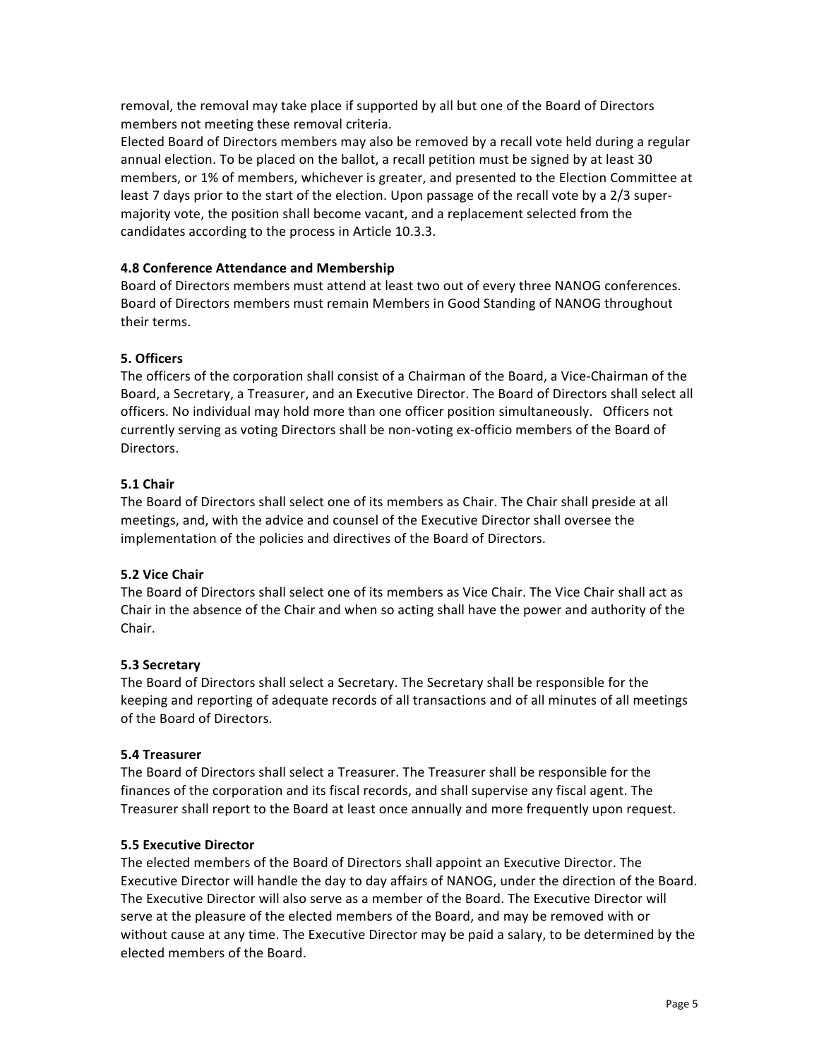removal, the removal may take place if supported by all but one of the Board of Directors members not meeting these removal criteria.
Elected Board of Directors members may also be removed by a recall vote held during a regular annual election. To be placed on the ballot, a recall petition must be signed by at least 30 members, or 1% of members, whichever is greater, and presented to the Election Committee at least 7 days prior to the start of the election. Upon passage of the recall vote by a 2/3 super-majority vote, the position shall become vacant, and a replacement selected from the candidates according to the process in Article 10.3.3.

**4.8 Conference Attendance and Membership**

Board of Directors members must attend at least two out of every three NANOG conferences. Board of Directors members must remain Members in Good Standing of NANOG throughout their terms.

**5. Officers**

The officers of the corporation shall consist of a Chairman of the Board, a Vice-Chairman of the Board, a Secretary, a Treasurer, and an Executive Director. The Board of Directors shall select all officers. No individual may hold more than one officer position simultaneously. Officers not currently serving as voting Directors shall be non-voting ex-officio members of the Board of Directors.

**5.1 Chair**

The Board of Directors shall select one of its members as Chair. The Chair shall preside at all meetings, and, with the advice and counsel of the Executive Director shall oversee the implementation of the policies and directives of the Board of Directors.

**5.2 Vice Chair**

The Board of Directors shall select one of its members as Vice Chair. The Vice Chair shall act as Chair in the absence of the Chair and when so acting shall have the power and authority of the Chair.

**5.3 Secretary**

The Board of Directors shall select a Secretary. The Secretary shall be responsible for the keeping and reporting of adequate records of all transactions and of all minutes of all meetings of the Board of Directors.

**5.4 Treasurer**

The Board of Directors shall select a Treasurer. The Treasurer shall be responsible for the finances of the corporation and its fiscal records, and shall supervise any fiscal agent. The Treasurer shall report to the Board at least once annually and more frequently upon request.

**5.5 Executive Director**

The elected members of the Board of Directors shall appoint an Executive Director. The Executive Director will handle the day to day affairs of NANOG, under the direction of the Board. The Executive Director will also serve as a member of the Board. The Executive Director will serve at the pleasure of the elected members of the Board, and may be removed with or without cause at any time. The Executive Director may be paid a salary, to be determined by the elected members of the Board.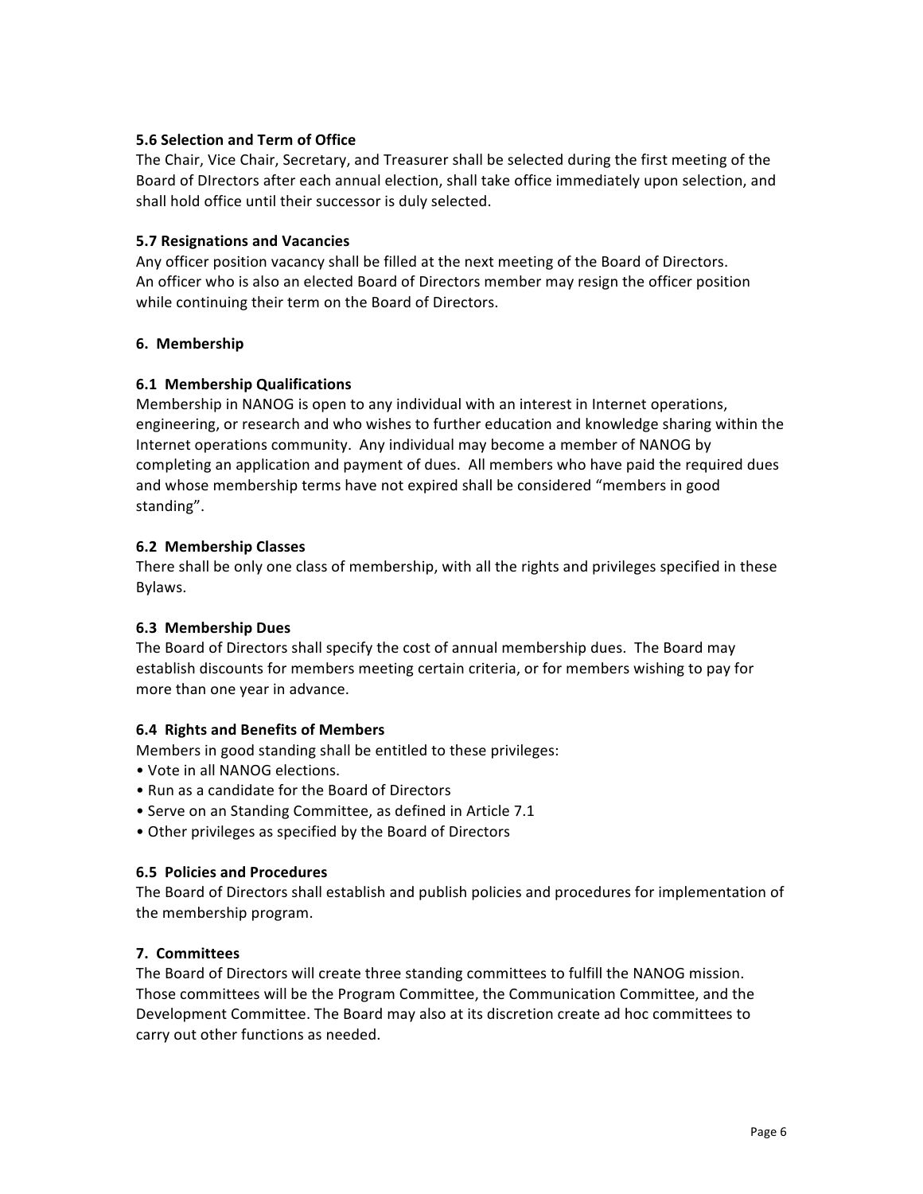### 5.6 Selection and Term of Office

The Chair, Vice Chair, Secretary, and Treasurer shall be selected during the first meeting of the Board of DIrectors after each annual election, shall take office immediately upon selection, and shall hold office until their successor is duly selected.

### 5.7 Resignations and Vacancies

Any officer position vacancy shall be filled at the next meeting of the Board of Directors. An officer who is also an elected Board of Directors member may resign the officer position while continuing their term on the Board of Directors.

## 6. Membership

### 6.1 Membership Qualifications

Membership in NANOG is open to any individual with an interest in Internet operations, engineering, or research and who wishes to further education and knowledge sharing within the Internet operations community. Any individual may become a member of NANOG by completing an application and payment of dues. All members who have paid the required dues and whose membership terms have not expired shall be considered "members in good standing".

### 6.2 Membership Classes

There shall be only one class of membership, with all the rights and privileges specified in these Bylaws.

### 6.3 Membership Dues

The Board of Directors shall specify the cost of annual membership dues. The Board may establish discounts for members meeting certain criteria, or for members wishing to pay for more than one year in advance.

### 6.4 Rights and Benefits of Members

Members in good standing shall be entitled to these privileges:

- Vote in all NANOG elections.
- Run as a candidate for the Board of Directors
- Serve on an Standing Committee, as defined in Article 7.1
- Other privileges as specified by the Board of Directors

### 6.5 Policies and Procedures

The Board of Directors shall establish and publish policies and procedures for implementation of the membership program.

## 7. Committees

The Board of Directors will create three standing committees to fulfill the NANOG mission. Those committees will be the Program Committee, the Communication Committee, and the Development Committee. The Board may also at its discretion create ad hoc committees to carry out other functions as needed.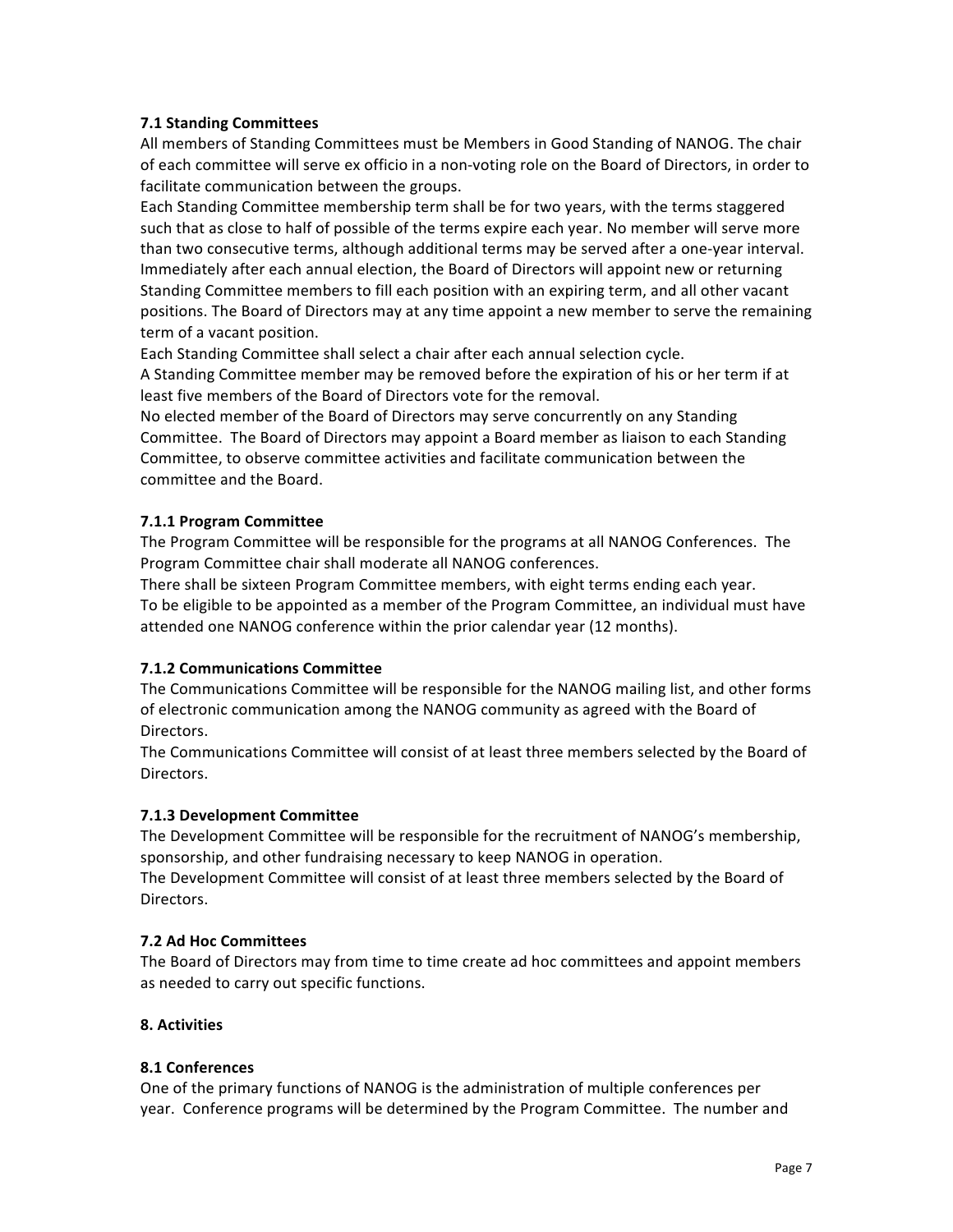### 7.1 Standing Committees

All members of Standing Committees must be Members in Good Standing of NANOG. The chair of each committee will serve ex officio in a non-voting role on the Board of Directors, in order to facilitate communication between the groups.

Each Standing Committee membership term shall be for two years, with the terms staggered such that as close to half of possible of the terms expire each year. No member will serve more than two consecutive terms, although additional terms may be served after a one-year interval. Immediately after each annual election, the Board of Directors will appoint new or returning Standing Committee members to fill each position with an expiring term, and all other vacant positions. The Board of Directors may at any time appoint a new member to serve the remaining term of a vacant position.

Each Standing Committee shall select a chair after each annual selection cycle.

A Standing Committee member may be removed before the expiration of his or her term if at least five members of the Board of Directors vote for the removal.

No elected member of the Board of Directors may serve concurrently on any Standing Committee. The Board of Directors may appoint a Board member as liaison to each Standing Committee, to observe committee activities and facilitate communication between the committee and the Board.

#### 7.1.1 Program Committee

The Program Committee will be responsible for the programs at all NANOG Conferences. The Program Committee chair shall moderate all NANOG conferences.

There shall be sixteen Program Committee members, with eight terms ending each year.

To be eligible to be appointed as a member of the Program Committee, an individual must have attended one NANOG conference within the prior calendar year (12 months).

#### 7.1.2 Communications Committee

The Communications Committee will be responsible for the NANOG mailing list, and other forms of electronic communication among the NANOG community as agreed with the Board of Directors.

The Communications Committee will consist of at least three members selected by the Board of Directors.

#### 7.1.3 Development Committee

The Development Committee will be responsible for the recruitment of NANOG's membership, sponsorship, and other fundraising necessary to keep NANOG in operation.

The Development Committee will consist of at least three members selected by the Board of Directors.

### 7.2 Ad Hoc Committees

The Board of Directors may from time to time create ad hoc committees and appoint members as needed to carry out specific functions.

## 8. Activities

### 8.1 Conferences

One of the primary functions of NANOG is the administration of multiple conferences per year. Conference programs will be determined by the Program Committee. The number and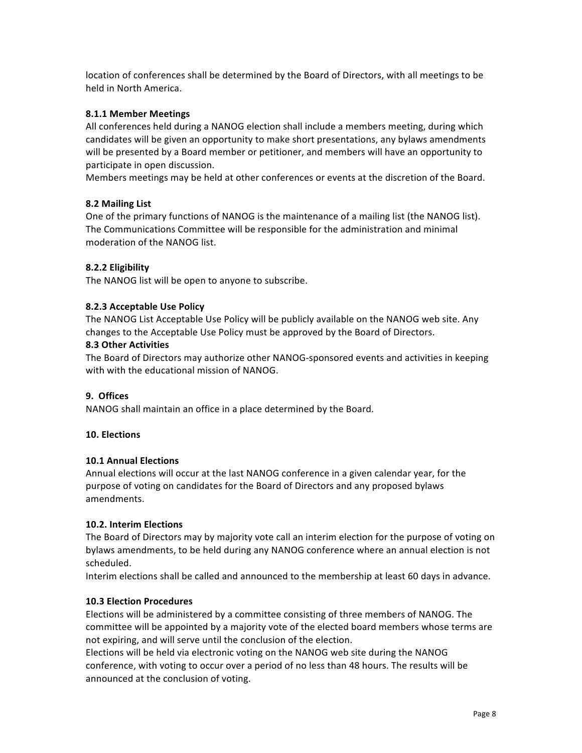location of conferences shall be determined by the Board of Directors, with all meetings to be held in North America.

#### 8.1.1 Member Meetings

All conferences held during a NANOG election shall include a members meeting, during which candidates will be given an opportunity to make short presentations, any bylaws amendments will be presented by a Board member or petitioner, and members will have an opportunity to participate in open discussion.

Members meetings may be held at other conferences or events at the discretion of the Board.

### 8.2 Mailing List

One of the primary functions of NANOG is the maintenance of a mailing list (the NANOG list). The Communications Committee will be responsible for the administration and minimal moderation of the NANOG list.

#### 8.2.2 Eligibility

The NANOG list will be open to anyone to subscribe.

#### 8.2.3 Acceptable Use Policy

The NANOG List Acceptable Use Policy will be publicly available on the NANOG web site. Any changes to the Acceptable Use Policy must be approved by the Board of Directors.

### 8.3 Other Activities

The Board of Directors may authorize other NANOG-sponsored events and activities in keeping with with the educational mission of NANOG.

## 9. Offices

NANOG shall maintain an office in a place determined by the Board.

## 10. Elections

### 10.1 Annual Elections

Annual elections will occur at the last NANOG conference in a given calendar year, for the purpose of voting on candidates for the Board of Directors and any proposed bylaws amendments.

### 10.2. Interim Elections

The Board of Directors may by majority vote call an interim election for the purpose of voting on bylaws amendments, to be held during any NANOG conference where an annual election is not scheduled.

Interim elections shall be called and announced to the membership at least 60 days in advance.

### 10.3 Election Procedures

Elections will be administered by a committee consisting of three members of NANOG. The committee will be appointed by a majority vote of the elected board members whose terms are not expiring, and will serve until the conclusion of the election.

Elections will be held via electronic voting on the NANOG web site during the NANOG conference, with voting to occur over a period of no less than 48 hours. The results will be announced at the conclusion of voting.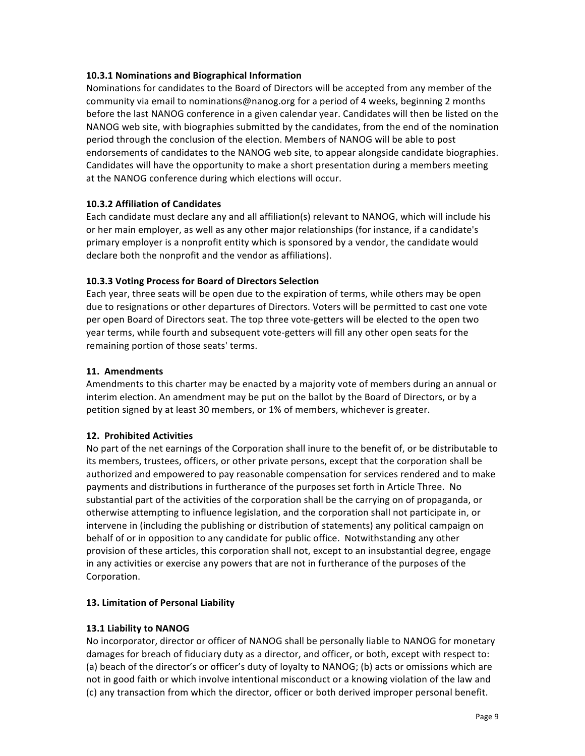### 10.3.1 Nominations and Biographical Information

Nominations for candidates to the Board of Directors will be accepted from any member of the community via email to nominations@nanog.org for a period of 4 weeks, beginning 2 months before the last NANOG conference in a given calendar year. Candidates will then be listed on the NANOG web site, with biographies submitted by the candidates, from the end of the nomination period through the conclusion of the election. Members of NANOG will be able to post endorsements of candidates to the NANOG web site, to appear alongside candidate biographies. Candidates will have the opportunity to make a short presentation during a members meeting at the NANOG conference during which elections will occur.

### 10.3.2 Affiliation of Candidates

Each candidate must declare any and all affiliation(s) relevant to NANOG, which will include his or her main employer, as well as any other major relationships (for instance, if a candidate's primary employer is a nonprofit entity which is sponsored by a vendor, the candidate would declare both the nonprofit and the vendor as affiliations).

### 10.3.3 Voting Process for Board of Directors Selection

Each year, three seats will be open due to the expiration of terms, while others may be open due to resignations or other departures of Directors. Voters will be permitted to cast one vote per open Board of Directors seat. The top three vote-getters will be elected to the open two year terms, while fourth and subsequent vote-getters will fill any other open seats for the remaining portion of those seats' terms.

## 11. Amendments

Amendments to this charter may be enacted by a majority vote of members during an annual or interim election. An amendment may be put on the ballot by the Board of Directors, or by a petition signed by at least 30 members, or 1% of members, whichever is greater.

## 12. Prohibited Activities

No part of the net earnings of the Corporation shall inure to the benefit of, or be distributable to its members, trustees, officers, or other private persons, except that the corporation shall be authorized and empowered to pay reasonable compensation for services rendered and to make payments and distributions in furtherance of the purposes set forth in Article Three. No substantial part of the activities of the corporation shall be the carrying on of propaganda, or otherwise attempting to influence legislation, and the corporation shall not participate in, or intervene in (including the publishing or distribution of statements) any political campaign on behalf of or in opposition to any candidate for public office. Notwithstanding any other provision of these articles, this corporation shall not, except to an insubstantial degree, engage in any activities or exercise any powers that are not in furtherance of the purposes of the Corporation.

## 13. Limitation of Personal Liability

### 13.1 Liability to NANOG

No incorporator, director or officer of NANOG shall be personally liable to NANOG for monetary damages for breach of fiduciary duty as a director, and officer, or both, except with respect to: (a) beach of the director's or officer's duty of loyalty to NANOG; (b) acts or omissions which are not in good faith or which involve intentional misconduct or a knowing violation of the law and (c) any transaction from which the director, officer or both derived improper personal benefit.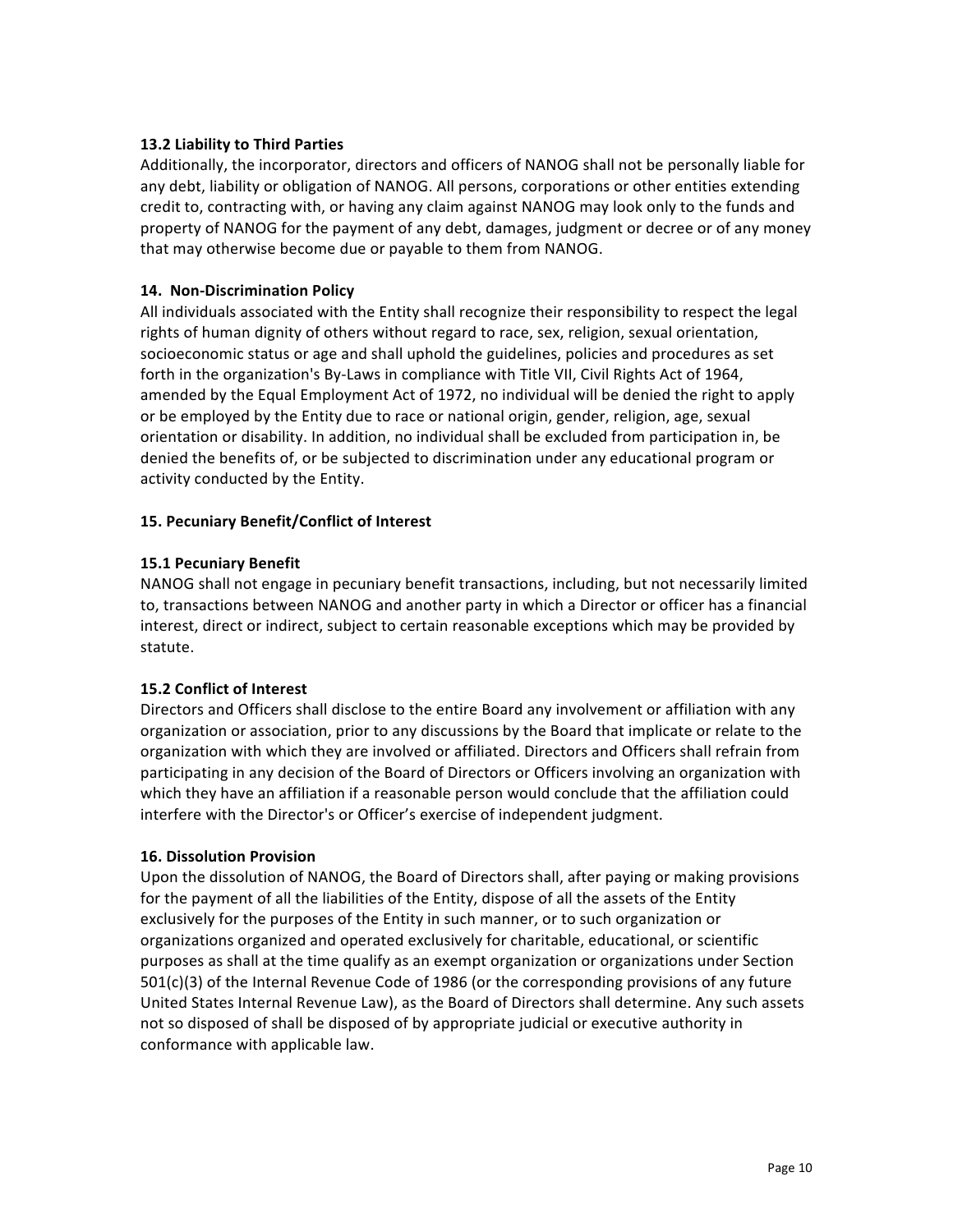### 13.2 Liability to Third Parties

Additionally, the incorporator, directors and officers of NANOG shall not be personally liable for any debt, liability or obligation of NANOG. All persons, corporations or other entities extending credit to, contracting with, or having any claim against NANOG may look only to the funds and property of NANOG for the payment of any debt, damages, judgment or decree or of any money that may otherwise become due or payable to them from NANOG.

## 14. Non-Discrimination Policy

All individuals associated with the Entity shall recognize their responsibility to respect the legal rights of human dignity of others without regard to race, sex, religion, sexual orientation, socioeconomic status or age and shall uphold the guidelines, policies and procedures as set forth in the organization's By-Laws in compliance with Title VII, Civil Rights Act of 1964, amended by the Equal Employment Act of 1972, no individual will be denied the right to apply or be employed by the Entity due to race or national origin, gender, religion, age, sexual orientation or disability. In addition, no individual shall be excluded from participation in, be denied the benefits of, or be subjected to discrimination under any educational program or activity conducted by the Entity.

## 15. Pecuniary Benefit/Conflict of Interest

### 15.1 Pecuniary Benefit

NANOG shall not engage in pecuniary benefit transactions, including, but not necessarily limited to, transactions between NANOG and another party in which a Director or officer has a financial interest, direct or indirect, subject to certain reasonable exceptions which may be provided by statute.

### 15.2 Conflict of Interest

Directors and Officers shall disclose to the entire Board any involvement or affiliation with any organization or association, prior to any discussions by the Board that implicate or relate to the organization with which they are involved or affiliated. Directors and Officers shall refrain from participating in any decision of the Board of Directors or Officers involving an organization with which they have an affiliation if a reasonable person would conclude that the affiliation could interfere with the Director's or Officer's exercise of independent judgment.

## 16. Dissolution Provision

Upon the dissolution of NANOG, the Board of Directors shall, after paying or making provisions for the payment of all the liabilities of the Entity, dispose of all the assets of the Entity exclusively for the purposes of the Entity in such manner, or to such organization or organizations organized and operated exclusively for charitable, educational, or scientific purposes as shall at the time qualify as an exempt organization or organizations under Section 501(c)(3) of the Internal Revenue Code of 1986 (or the corresponding provisions of any future United States Internal Revenue Law), as the Board of Directors shall determine. Any such assets not so disposed of shall be disposed of by appropriate judicial or executive authority in conformance with applicable law.